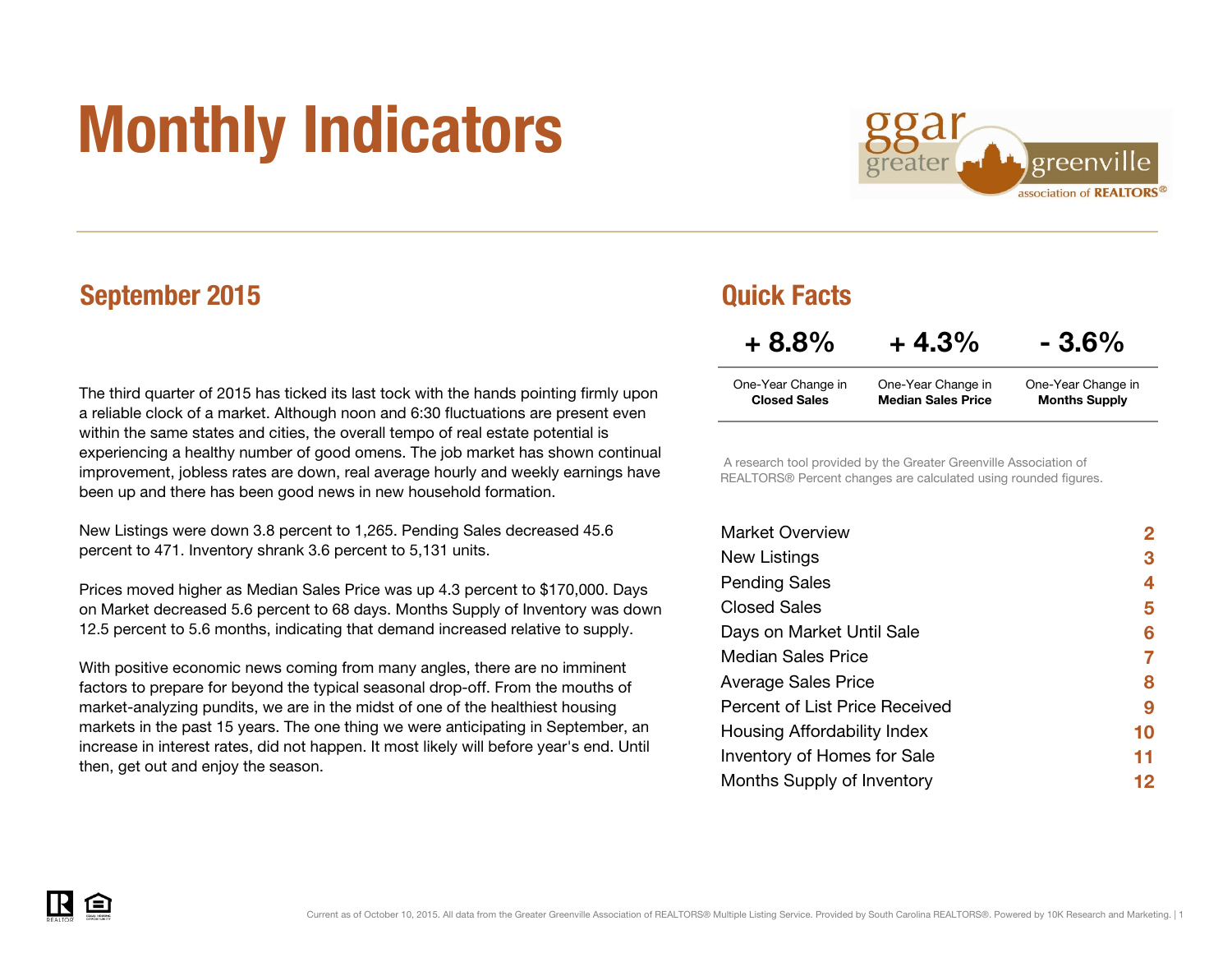# Monthly Indicators

## September 2015

The third quarter of 2015 has ticked its last tock with the hands pointing firmly upon a reliable clock of a market. Although noon and 6:30 fluctuations are present even within the same states and cities, the overall tempo of real estate potential is experiencing a healthy number of good omens. The job market has shown continual improvement, jobless rates are down, real average hourly and weekly earnings have been up and there has been good news in new household formation.

New Listings were down 3.8 percent to 1,265. Pending Sales decreased 45.6 percent to 471. Inventory shrank 3.6 percent to 5,131 units.

Prices moved higher as Median Sales Price was up 4.3 percent to $170,000. Days on Market decreased 5.6 percent to 68 days. Months Supply of Inventory was down 12.5 percent to 5.6 months, indicating that demand increased relative to supply.

With positive economic news coming from many angles, there are no imminent factors to prepare for beyond the typical seasonal drop-off. From the mouths of market-analyzing pundits, we are in the midst of one of the healthiest housing markets in the past 15 years. The one thing we were anticipating in September, an increase in interest rates, did not happen. It most likely will before year's end. Until then, get out and enjoy the season.

## Quick Facts

| + 8.8% | + 4.3% | - 3.6% |
|---|---|---|
| One-Year Change in **Closed Sales** | One-Year Change in **Median Sales Price** | One-Year Change in **Months Supply** |

A research tool provided by the Greater Greenville Association of REALTORS® Percent changes are calculated using rounded figures.

| | |
|---|---|
| Market Overview | 2 |
| New Listings | 3 |
| Pending Sales | 4 |
| Closed Sales | 5 |
| Days on Market Until Sale | 6 |
| Median Sales Price | 7 |
| Average Sales Price | 8 |
| Percent of List Price Received | 9 |
| Housing Affordability Index | 10 |
| Inventory of Homes for Sale | 11 |
| Months Supply of Inventory | 12 |

Current as of October 10, 2015. All data from the Greater Greenville Association of REALTORS® Multiple Listing Service. Provided by South Carolina REALTORS®. Powered by 10K Research and Marketing.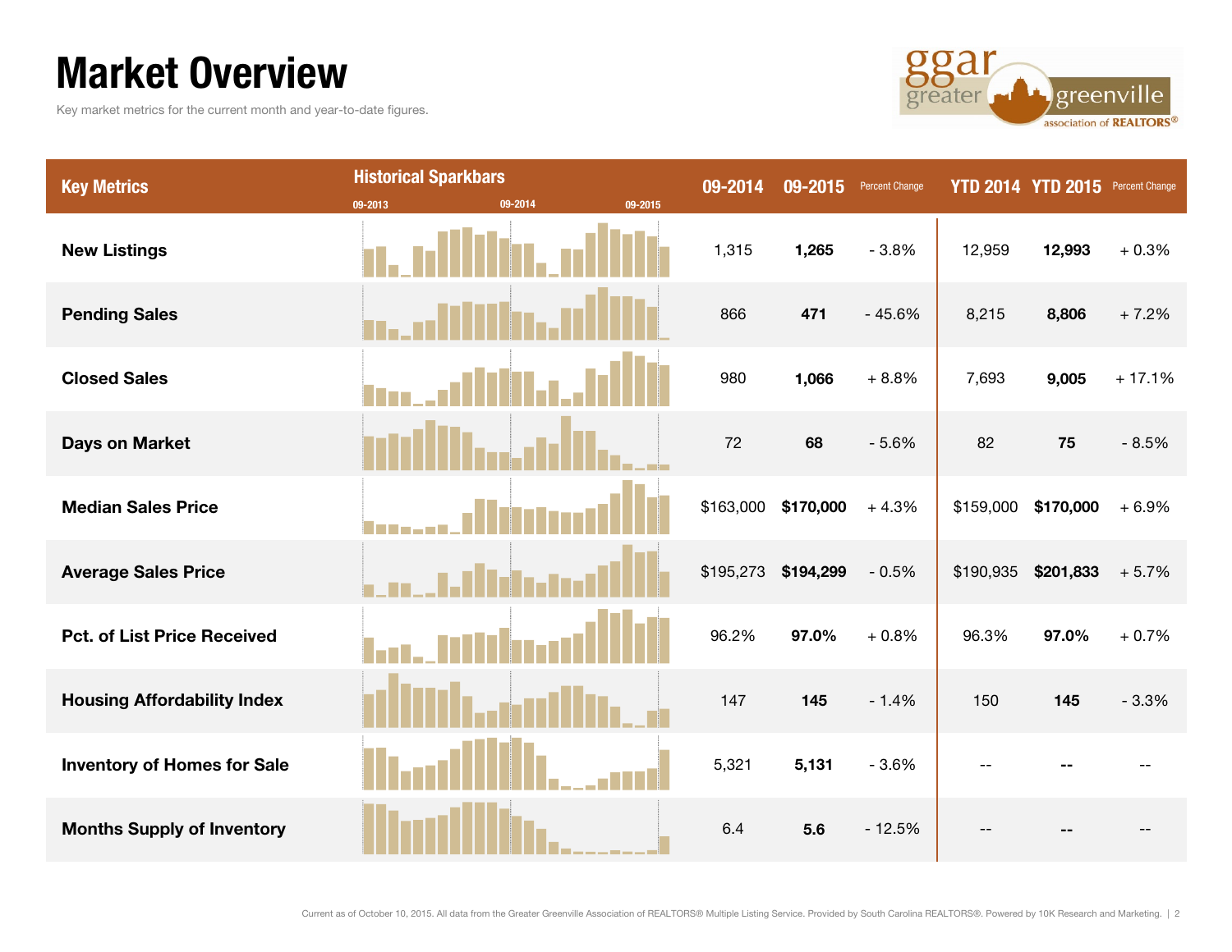# Market Overview

Key market metrics for the current month and year-to-date figures.

| Key Metrics | Historical Sparkbars 09-2013 / 09-2014 / 09-2015 | 09-2014 | 09-2015 | Percent Change | YTD 2014 | YTD 2015 | Percent Change |
|---|---|---|---|---|---|---|---|
| New Listings | | 1,315 | **1,265** | - 3.8% | 12,959 | **12,993** | + 0.3% |
| Pending Sales | | 866 | **471** | - 45.6% | 8,215 | **8,806** | + 7.2% |
| Closed Sales | | 980 | **1,066** | + 8.8% | 7,693 | **9,005** | + 17.1% |
| Days on Market | | 72 | **68** | - 5.6% | 82 | **75** | - 8.5% |
| Median Sales Price | | $163,000 | **$170,000** | + 4.3% | $159,000 | **$170,000** | + 6.9% |
| Average Sales Price | | $195,273 | **$194,299** | - 0.5% | $190,935 | **$201,833** | + 5.7% |
| Pct. of List Price Received | | 96.2% | **97.0%** | + 0.8% | 96.3% | **97.0%** | + 0.7% |
| Housing Affordability Index | | 147 | **145** | - 1.4% | 150 | **145** | - 3.3% |
| Inventory of Homes for Sale | | 5,321 | **5,131** | - 3.6% | -- | **--** | -- |
| Months Supply of Inventory | | 6.4 | **5.6** | - 12.5% | -- | **--** | -- |

Current as of October 10, 2015. All data from the Greater Greenville Association of REALTORS® Multiple Listing Service. Provided by South Carolina REALTORS®. Powered by 10K Research and Marketing.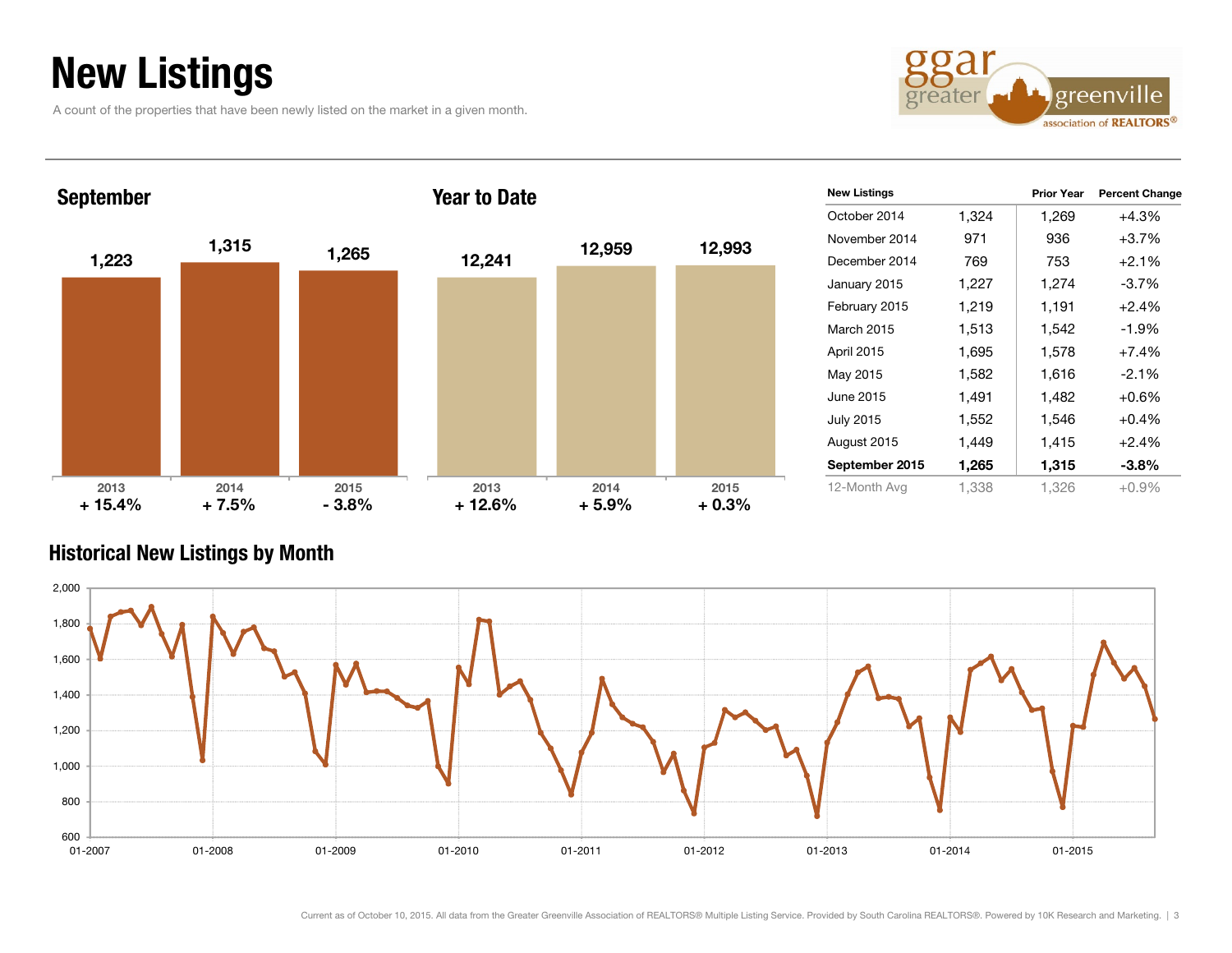# New Listings

A count of the properties that have been newly listed on the market in a given month.

## September

| | 2013 | 2014 | 2015 |
|---|---|---|---|
| New Listings | 1,223 | 1,315 | 1,265 |
| Change | + 15.4% | + 7.5% | - 3.8% |

## Year to Date

| | 2013 | 2014 | 2015 |
|---|---|---|---|
| New Listings | 12,241 | 12,959 | 12,993 |
| Change | + 12.6% | + 5.9% | + 0.3% |

| New Listings | | Prior Year | Percent Change |
|---|---|---|---|
| October 2014 | 1,324 | 1,269 | +4.3% |
| November 2014 | 971 | 936 | +3.7% |
| December 2014 | 769 | 753 | +2.1% |
| January 2015 | 1,227 | 1,274 | -3.7% |
| February 2015 | 1,219 | 1,191 | +2.4% |
| March 2015 | 1,513 | 1,542 | -1.9% |
| April 2015 | 1,695 | 1,578 | +7.4% |
| May 2015 | 1,582 | 1,616 | -2.1% |
| June 2015 | 1,491 | 1,482 | +0.6% |
| July 2015 | 1,552 | 1,546 | +0.4% |
| August 2015 | 1,449 | 1,415 | +2.4% |
| **September 2015** | **1,265** | **1,315** | **-3.8%** |
| 12-Month Avg | 1,338 | 1,326 | +0.9% |

## Historical New Listings by Month

Current as of October 10, 2015. All data from the Greater Greenville Association of REALTORS® Multiple Listing Service. Provided by South Carolina REALTORS®. Powered by 10K Research and Marketing.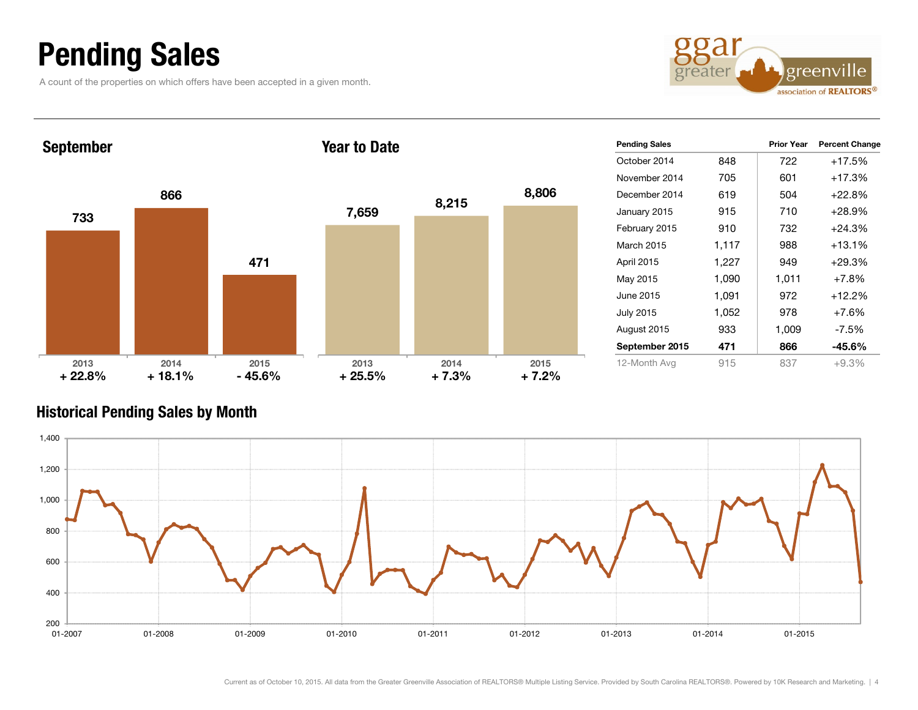# Pending Sales

A count of the properties on which offers have been accepted in a given month.

## September

| | 2013 | 2014 | 2015 |
|---|---|---|---|
| Pending Sales | 733 | 866 | 471 |
| Change | + 22.8% | + 18.1% | - 45.6% |

## Year to Date

| | 2013 | 2014 | 2015 |
|---|---|---|---|
| Pending Sales | 7,659 | 8,215 | 8,806 |
| Change | + 25.5% | + 7.3% | + 7.2% |

| Pending Sales | | Prior Year | Percent Change |
|---|---|---|---|
| October 2014 | 848 | 722 | +17.5% |
| November 2014 | 705 | 601 | +17.3% |
| December 2014 | 619 | 504 | +22.8% |
| January 2015 | 915 | 710 | +28.9% |
| February 2015 | 910 | 732 | +24.3% |
| March 2015 | 1,117 | 988 | +13.1% |
| April 2015 | 1,227 | 949 | +29.3% |
| May 2015 | 1,090 | 1,011 | +7.8% |
| June 2015 | 1,091 | 972 | +12.2% |
| July 2015 | 1,052 | 978 | +7.6% |
| August 2015 | 933 | 1,009 | -7.5% |
| **September 2015** | **471** | **866** | **-45.6%** |
| 12-Month Avg | 915 | 837 | +9.3% |

## Historical Pending Sales by Month

Current as of October 10, 2015. All data from the Greater Greenville Association of REALTORS® Multiple Listing Service. Provided by South Carolina REALTORS®. Powered by 10K Research and Marketing.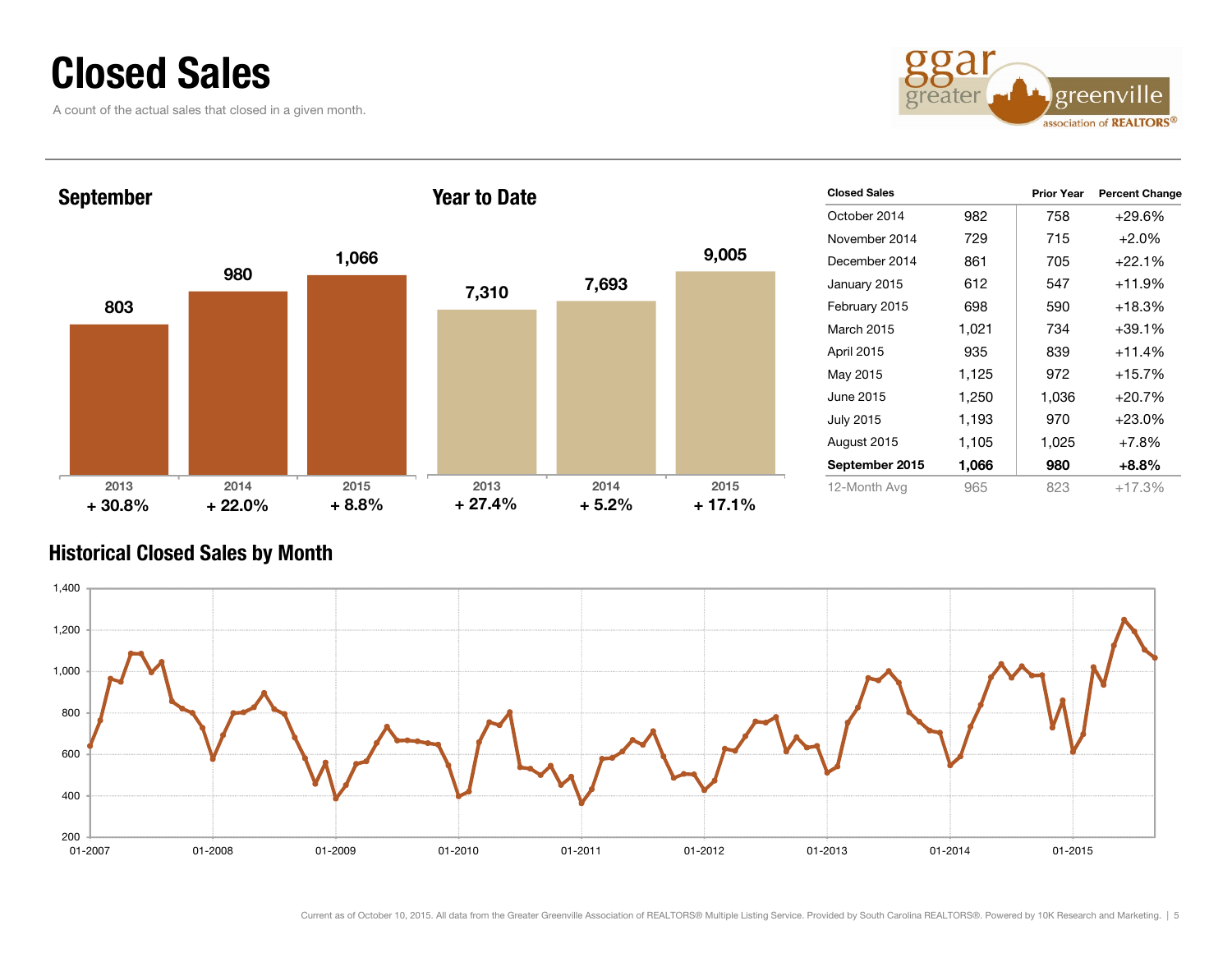# Closed Sales

A count of the actual sales that closed in a given month.

## September

| | 2013 | 2014 | 2015 |
|---|---|---|---|
| Closed Sales | 803 | 980 | 1,066 |
| Change | + 30.8% | + 22.0% | + 8.8% |

## Year to Date

| | 2013 | 2014 | 2015 |
|---|---|---|---|
| Closed Sales | 7,310 | 7,693 | 9,005 |
| Change | + 27.4% | + 5.2% | + 17.1% |

| Closed Sales | | Prior Year | Percent Change |
|---|---|---|---|
| October 2014 | 982 | 758 | +29.6% |
| November 2014 | 729 | 715 | +2.0% |
| December 2014 | 861 | 705 | +22.1% |
| January 2015 | 612 | 547 | +11.9% |
| February 2015 | 698 | 590 | +18.3% |
| March 2015 | 1,021 | 734 | +39.1% |
| April 2015 | 935 | 839 | +11.4% |
| May 2015 | 1,125 | 972 | +15.7% |
| June 2015 | 1,250 | 1,036 | +20.7% |
| July 2015 | 1,193 | 970 | +23.0% |
| August 2015 | 1,105 | 1,025 | +7.8% |
| **September 2015** | **1,066** | **980** | **+8.8%** |
| 12-Month Avg | 965 | 823 | +17.3% |

## Historical Closed Sales by Month

Current as of October 10, 2015. All data from the Greater Greenville Association of REALTORS® Multiple Listing Service. Provided by South Carolina REALTORS®. Powered by 10K Research and Marketing.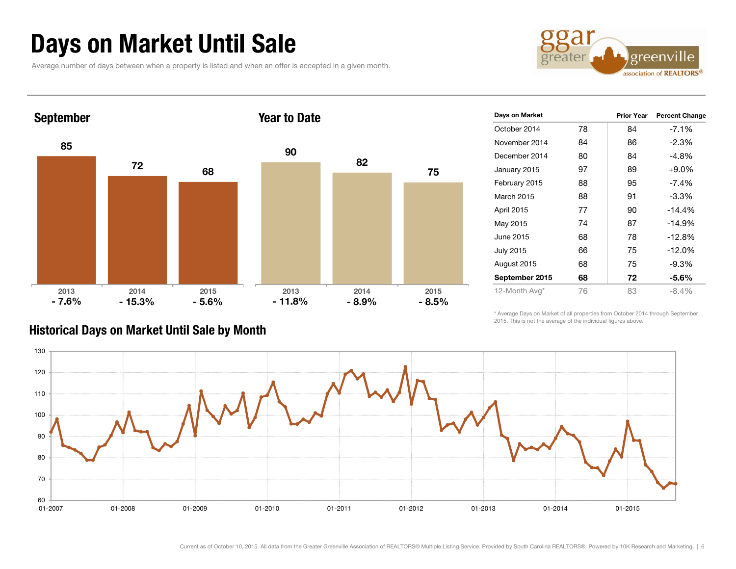# Days on Market Until Sale

Average number of days between when a property is listed and when an offer is accepted in a given month.

### September

| | 2013 | 2014 | 2015 |
|---|---|---|---|
| Days | 85 | 72 | 68 |
| Change | - 7.6% | - 15.3% | - 5.6% |

### Year to Date

| | 2013 | 2014 | 2015 |
|---|---|---|---|
| Days | 90 | 82 | 75 |
| Change | - 11.8% | - 8.9% | - 8.5% |

| Days on Market | | Prior Year | Percent Change |
|---|---|---|---|
| October 2014 | 78 | 84 | -7.1% |
| November 2014 | 84 | 86 | -2.3% |
| December 2014 | 80 | 84 | -4.8% |
| January 2015 | 97 | 89 | +9.0% |
| February 2015 | 88 | 95 | -7.4% |
| March 2015 | 88 | 91 | -3.3% |
| April 2015 | 77 | 90 | -14.4% |
| May 2015 | 74 | 87 | -14.9% |
| June 2015 | 68 | 78 | -12.8% |
| July 2015 | 66 | 75 | -12.0% |
| August 2015 | 68 | 75 | -9.3% |
| **September 2015** | **68** | **72** | **-5.6%** |
| 12-Month Avg* | 76 | 83 | -8.4% |

\* Average Days on Market of all properties from October 2014 through September 2015. This is not the average of the individual figures above.

### Historical Days on Market Until Sale by Month

Current as of October 10, 2015. All data from the Greater Greenville Association of REALTORS® Multiple Listing Service. Provided by South Carolina REALTORS®. Powered by 10K Research and Marketing.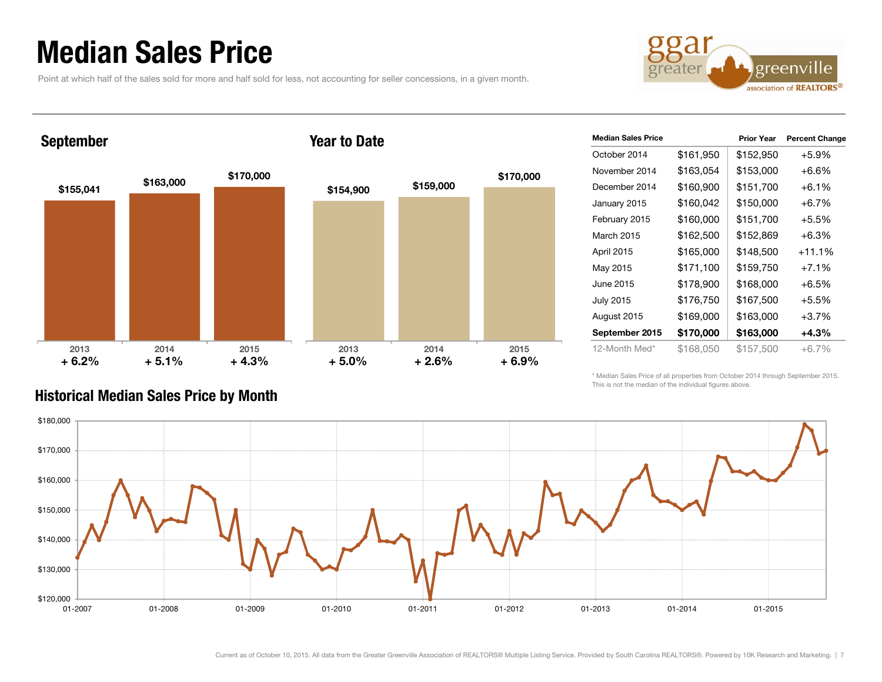# Median Sales Price

Point at which half of the sales sold for more and half sold for less, not accounting for seller concessions, in a given month.

## September

| 2013 | 2014 | 2015 |
|---|---|---|
| $155,041 | $163,000 | $170,000 |
| + 6.2% | + 5.1% | + 4.3% |

## Year to Date

| 2013 | 2014 | 2015 |
|---|---|---|
| $154,900 | $159,000 | $170,000 |
| + 5.0% | + 2.6% | + 6.9% |

| Median Sales Price | | Prior Year | Percent Change |
|---|---|---|---|
| October 2014 | $161,950 | $152,950 | +5.9% |
| November 2014 | $163,054 | $153,000 | +6.6% |
| December 2014 | $160,900 | $151,700 | +6.1% |
| January 2015 | $160,042 | $150,000 | +6.7% |
| February 2015 | $160,000 | $151,700 | +5.5% |
| March 2015 | $162,500 | $152,869 | +6.3% |
| April 2015 | $165,000 | $148,500 | +11.1% |
| May 2015 | $171,100 | $159,750 | +7.1% |
| June 2015 | $178,900 | $168,000 | +6.5% |
| July 2015 | $176,750 | $167,500 | +5.5% |
| August 2015 | $169,000 | $163,000 | +3.7% |
| **September 2015** | **$170,000** | **$163,000** | **+4.3%** |
| 12-Month Med* | $168,050 | $157,500 | +6.7% |

\* Median Sales Price of all properties from October 2014 through September 2015. This is not the median of the individual figures above.

## Historical Median Sales Price by Month

Current as of October 10, 2015. All data from the Greater Greenville Association of REALTORS® Multiple Listing Service. Provided by South Carolina REALTORS®. Powered by 10K Research and Marketing.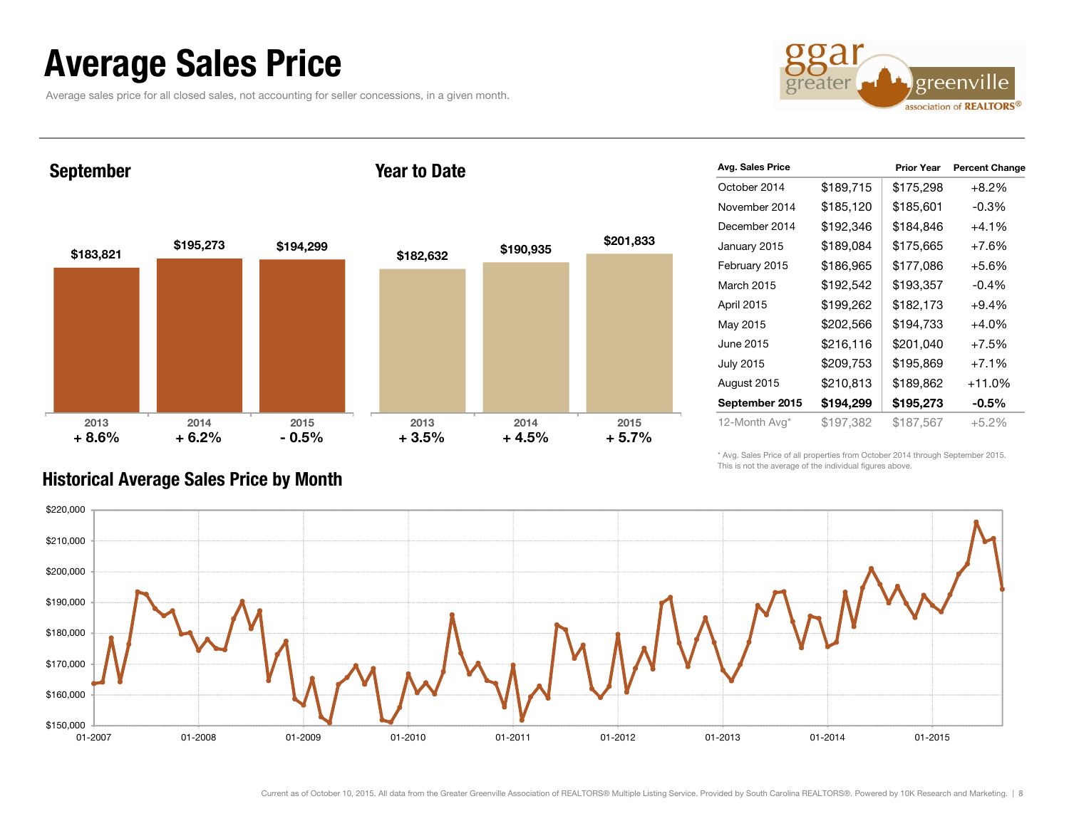# Average Sales Price

Average sales price for all closed sales, not accounting for seller concessions, in a given month.

## September

| | 2013 | 2014 | 2015 |
|---|---|---|---|
| Average Sales Price | $183,821 | $195,273 | $194,299 |
| Change | + 8.6% | + 6.2% | - 0.5% |

## Year to Date

| | 2013 | 2014 | 2015 |
|---|---|---|---|
| Average Sales Price | $182,632 | $190,935 | $201,833 |
| Change | + 3.5% | + 4.5% | + 5.7% |

| Avg. Sales Price | | Prior Year | Percent Change |
|---|---|---|---|
| October 2014 | $189,715 | $175,298 | +8.2% |
| November 2014 | $185,120 | $185,601 | -0.3% |
| December 2014 | $192,346 | $184,846 | +4.1% |
| January 2015 | $189,084 | $175,665 | +7.6% |
| February 2015 | $186,965 | $177,086 | +5.6% |
| March 2015 | $192,542 | $193,357 | -0.4% |
| April 2015 | $199,262 | $182,173 | +9.4% |
| May 2015 | $202,566 | $194,733 | +4.0% |
| June 2015 | $216,116 | $201,040 | +7.5% |
| July 2015 | $209,753 | $195,869 | +7.1% |
| August 2015 | $210,813 | $189,862 | +11.0% |
| **September 2015** | **$194,299** | **$195,273** | **-0.5%** |
| 12-Month Avg* | $197,382 | $187,567 | +5.2% |

\* Avg. Sales Price of all properties from October 2014 through September 2015. This is not the average of the individual figures above.

## Historical Average Sales Price by Month

Current as of October 10, 2015. All data from the Greater Greenville Association of REALTORS® Multiple Listing Service. Provided by South Carolina REALTORS®. Powered by 10K Research and Marketing.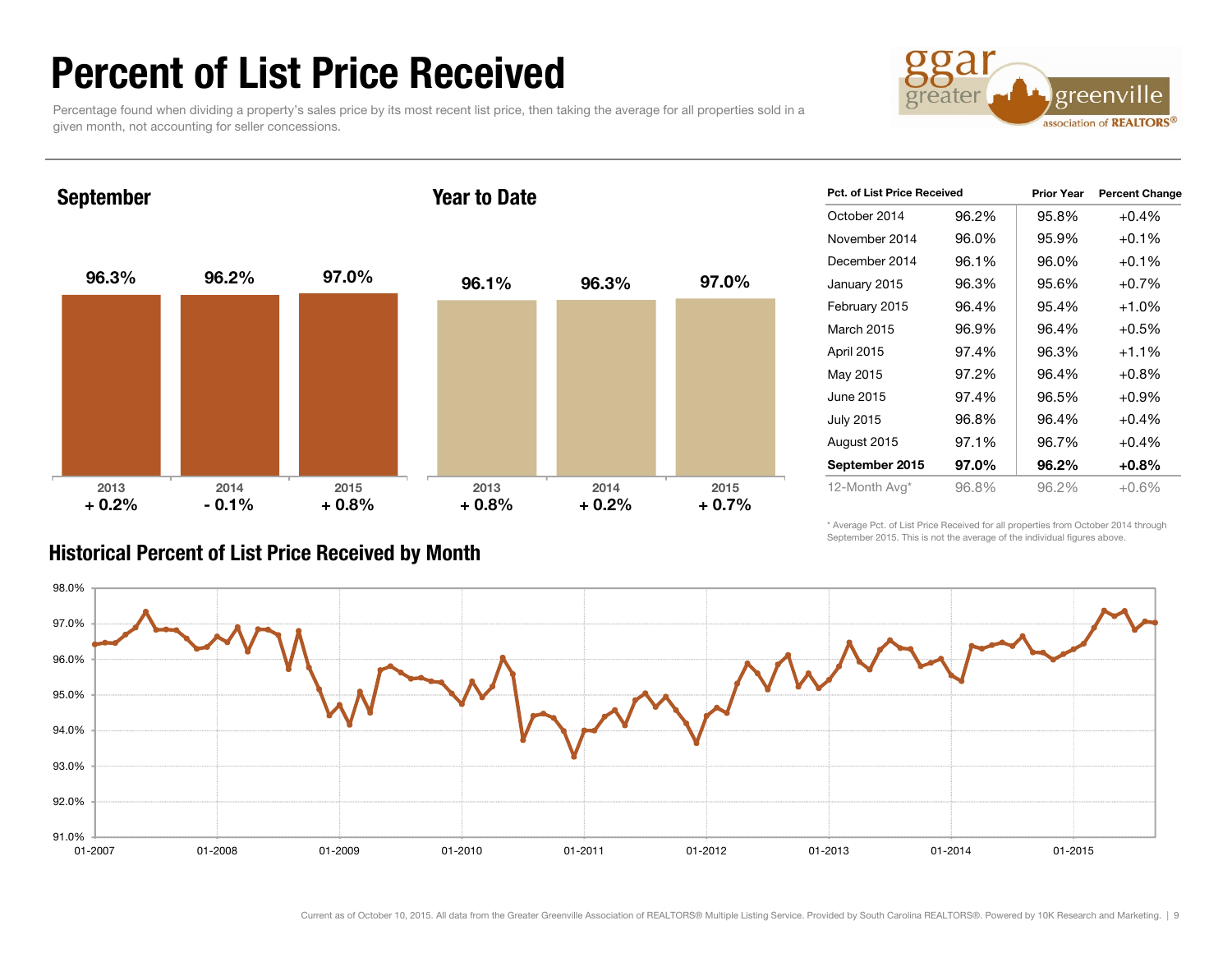# Percent of List Price Received

Percentage found when dividing a property's sales price by its most recent list price, then taking the average for all properties sold in a given month, not accounting for seller concessions.

### September

| 2013 | 2014 | 2015 |
|---|---|---|
| 96.3% | 96.2% | 97.0% |
| + 0.2% | - 0.1% | + 0.8% |

### Year to Date

| 2013 | 2014 | 2015 |
|---|---|---|
| 96.1% | 96.3% | 97.0% |
| + 0.8% | + 0.2% | + 0.7% |

| Pct. of List Price Received | | Prior Year | Percent Change |
|---|---|---|---|
| October 2014 | 96.2% | 95.8% | +0.4% |
| November 2014 | 96.0% | 95.9% | +0.1% |
| December 2014 | 96.1% | 96.0% | +0.1% |
| January 2015 | 96.3% | 95.6% | +0.7% |
| February 2015 | 96.4% | 95.4% | +1.0% |
| March 2015 | 96.9% | 96.4% | +0.5% |
| April 2015 | 97.4% | 96.3% | +1.1% |
| May 2015 | 97.2% | 96.4% | +0.8% |
| June 2015 | 97.4% | 96.5% | +0.9% |
| July 2015 | 96.8% | 96.4% | +0.4% |
| August 2015 | 97.1% | 96.7% | +0.4% |
| **September 2015** | **97.0%** | **96.2%** | **+0.8%** |
| 12-Month Avg* | 96.8% | 96.2% | +0.6% |

\* Average Pct. of List Price Received for all properties from October 2014 through September 2015. This is not the average of the individual figures above.

### Historical Percent of List Price Received by Month

Current as of October 10, 2015. All data from the Greater Greenville Association of REALTORS® Multiple Listing Service. Provided by South Carolina REALTORS®. Powered by 10K Research and Marketing.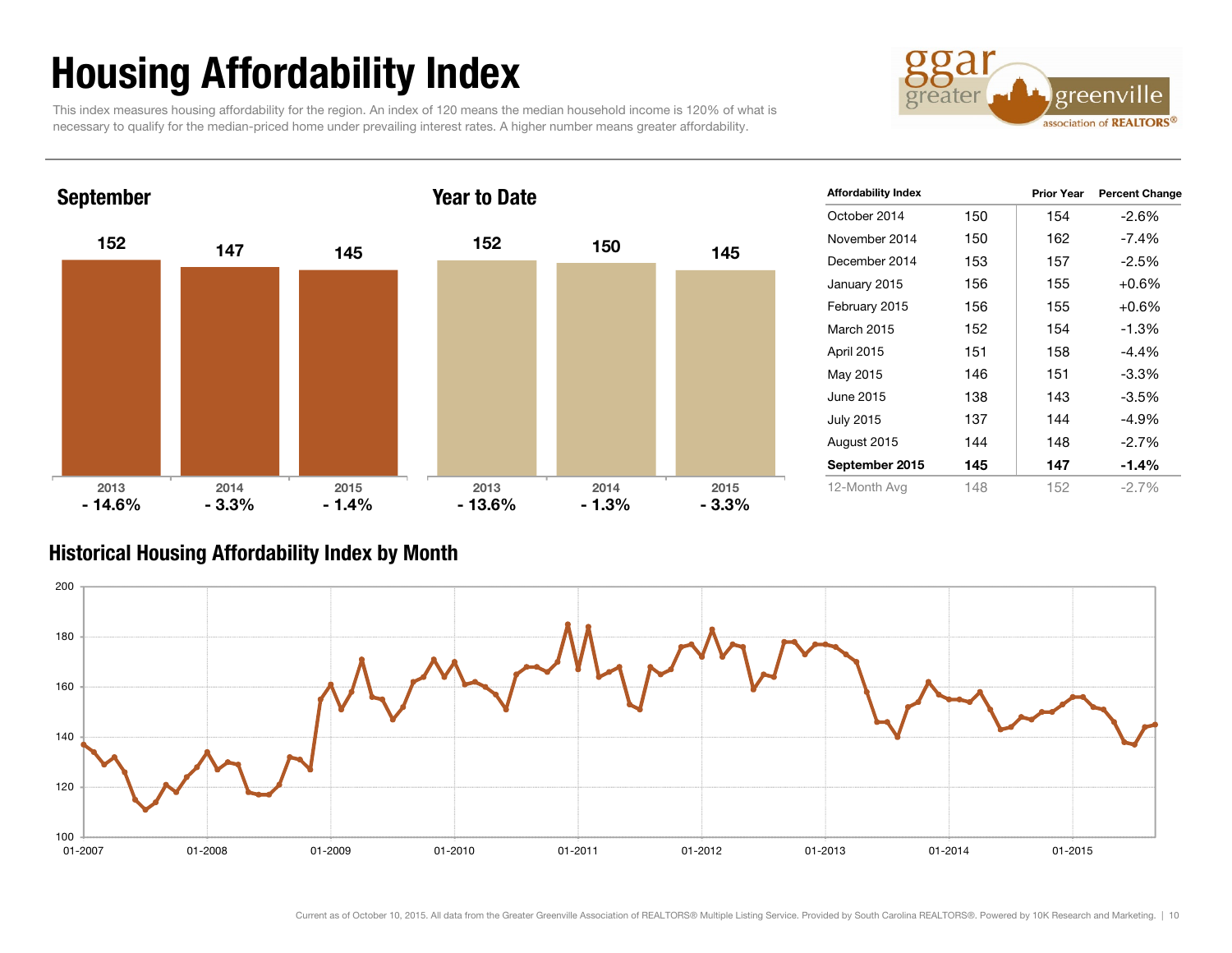# Housing Affordability Index

This index measures housing affordability for the region. An index of 120 means the median household income is 120% of what is necessary to qualify for the median-priced home under prevailing interest rates. A higher number means greater affordability.

## September

| | 2013 | 2014 | 2015 |
|---|---|---|---|
| Index | 152 | 147 | 145 |
| Change | - 14.6% | - 3.3% | - 1.4% |

## Year to Date

| | 2013 | 2014 | 2015 |
|---|---|---|---|
| Index | 152 | 150 | 145 |
| Change | - 13.6% | - 1.3% | - 3.3% |

| Affordability Index | | Prior Year | Percent Change |
|---|---|---|---|
| October 2014 | 150 | 154 | -2.6% |
| November 2014 | 150 | 162 | -7.4% |
| December 2014 | 153 | 157 | -2.5% |
| January 2015 | 156 | 155 | +0.6% |
| February 2015 | 156 | 155 | +0.6% |
| March 2015 | 152 | 154 | -1.3% |
| April 2015 | 151 | 158 | -4.4% |
| May 2015 | 146 | 151 | -3.3% |
| June 2015 | 138 | 143 | -3.5% |
| July 2015 | 137 | 144 | -4.9% |
| August 2015 | 144 | 148 | -2.7% |
| **September 2015** | **145** | **147** | **-1.4%** |
| 12-Month Avg | 148 | 152 | -2.7% |

## Historical Housing Affordability Index by Month

Current as of October 10, 2015. All data from the Greater Greenville Association of REALTORS® Multiple Listing Service. Provided by South Carolina REALTORS®. Powered by 10K Research and Marketing.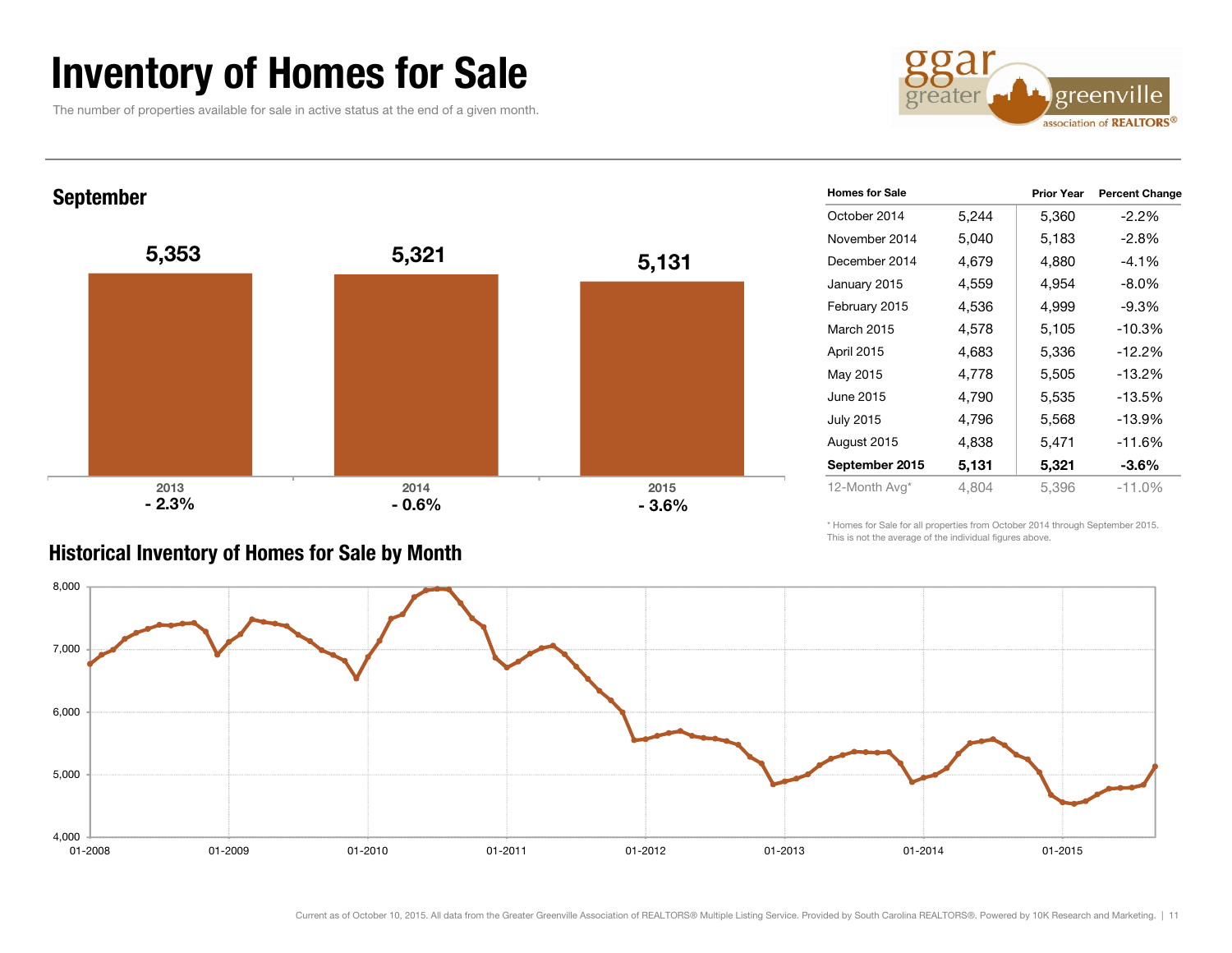# Inventory of Homes for Sale

The number of properties available for sale in active status at the end of a given month.

## September

| 2013 | 2014 | 2015 |
|---|---|---|
| 5,353 | 5,321 | 5,131 |
| - 2.3% | - 0.6% | - 3.6% |

| Homes for Sale | | Prior Year | Percent Change |
|---|---|---|---|
| October 2014 | 5,244 | 5,360 | -2.2% |
| November 2014 | 5,040 | 5,183 | -2.8% |
| December 2014 | 4,679 | 4,880 | -4.1% |
| January 2015 | 4,559 | 4,954 | -8.0% |
| February 2015 | 4,536 | 4,999 | -9.3% |
| March 2015 | 4,578 | 5,105 | -10.3% |
| April 2015 | 4,683 | 5,336 | -12.2% |
| May 2015 | 4,778 | 5,505 | -13.2% |
| June 2015 | 4,790 | 5,535 | -13.5% |
| July 2015 | 4,796 | 5,568 | -13.9% |
| August 2015 | 4,838 | 5,471 | -11.6% |
| **September 2015** | **5,131** | **5,321** | **-3.6%** |
| 12-Month Avg* | 4,804 | 5,396 | -11.0% |

\* Homes for Sale for all properties from October 2014 through September 2015. This is not the average of the individual figures above.

## Historical Inventory of Homes for Sale by Month

Current as of October 10, 2015. All data from the Greater Greenville Association of REALTORS® Multiple Listing Service. Provided by South Carolina REALTORS®. Powered by 10K Research and Marketing.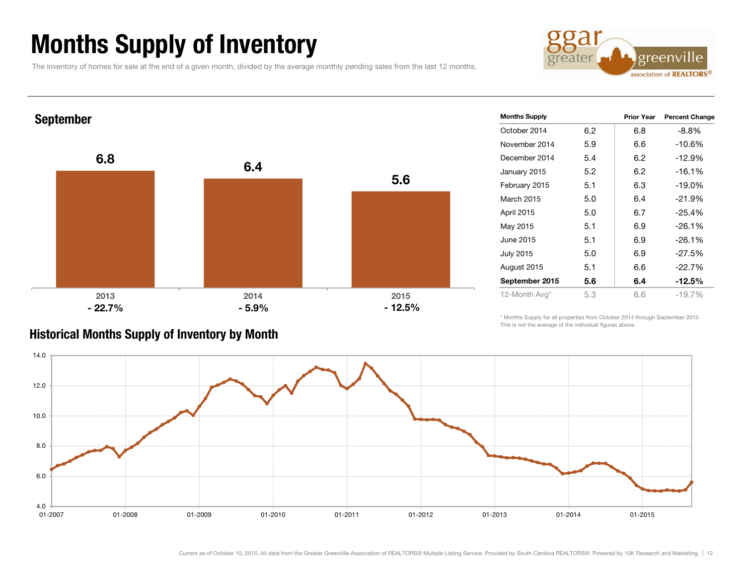# Months Supply of Inventory

The inventory of homes for sale at the end of a given month, divided by the average monthly pending sales from the last 12 months.

## September

| | 2013 | 2014 | 2015 |
|---|---|---|---|
| Months Supply | 6.8 | 6.4 | 5.6 |
| Change | - 22.7% | - 5.9% | - 12.5% |

| Months Supply | | Prior Year | Percent Change |
|---|---|---|---|
| October 2014 | 6.2 | 6.8 | -8.8% |
| November 2014 | 5.9 | 6.6 | -10.6% |
| December 2014 | 5.4 | 6.2 | -12.9% |
| January 2015 | 5.2 | 6.2 | -16.1% |
| February 2015 | 5.1 | 6.3 | -19.0% |
| March 2015 | 5.0 | 6.4 | -21.9% |
| April 2015 | 5.0 | 6.7 | -25.4% |
| May 2015 | 5.1 | 6.9 | -26.1% |
| June 2015 | 5.1 | 6.9 | -26.1% |
| July 2015 | 5.0 | 6.9 | -27.5% |
| August 2015 | 5.1 | 6.6 | -22.7% |
| **September 2015** | **5.6** | **6.4** | **-12.5%** |
| 12-Month Avg* | 5.3 | 6.6 | -19.7% |

\* Months Supply for all properties from October 2014 through September 2015. This is not the average of the individual figures above.

## Historical Months Supply of Inventory by Month

Current as of October 10, 2015. All data from the Greater Greenville Association of REALTORS® Multiple Listing Service. Provided by South Carolina REALTORS®. Powered by 10K Research and Marketing.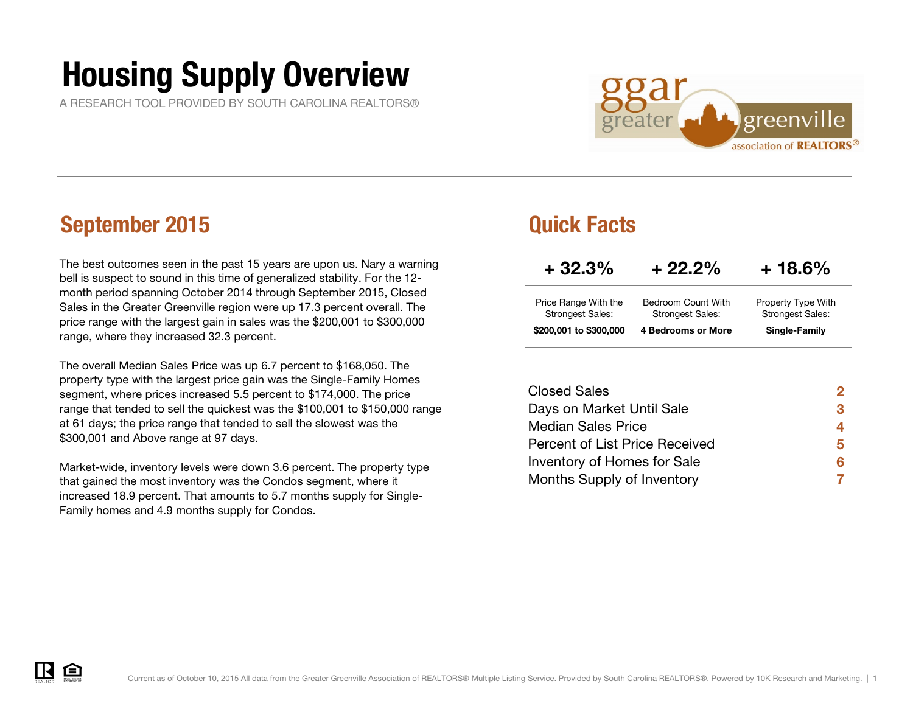# Housing Supply Overview

A RESEARCH TOOL PROVIDED BY SOUTH CAROLINA REALTORS®

## September 2015

The best outcomes seen in the past 15 years are upon us. Nary a warning bell is suspect to sound in this time of generalized stability. For the 12-month period spanning October 2014 through September 2015, Closed Sales in the Greater Greenville region were up 17.3 percent overall. The price range with the largest gain in sales was the $200,001 to $300,000 range, where they increased 32.3 percent.

The overall Median Sales Price was up 6.7 percent to $168,050. The property type with the largest price gain was the Single-Family Homes segment, where prices increased 5.5 percent to $174,000. The price range that tended to sell the quickest was the $100,001 to $150,000 range at 61 days; the price range that tended to sell the slowest was the $300,001 and Above range at 97 days.

Market-wide, inventory levels were down 3.6 percent. The property type that gained the most inventory was the Condos segment, where it increased 18.9 percent. That amounts to 5.7 months supply for Single-Family homes and 4.9 months supply for Condos.

## Quick Facts

| + 32.3% | + 22.2% | + 18.6% |
|---|---|---|
| Price Range With the Strongest Sales: **$200,001 to $300,000** | Bedroom Count With Strongest Sales: **4 Bedrooms or More** | Property Type With Strongest Sales: **Single-Family** |

| | |
|---|---|
| Closed Sales | 2 |
| Days on Market Until Sale | 3 |
| Median Sales Price | 4 |
| Percent of List Price Received | 5 |
| Inventory of Homes for Sale | 6 |
| Months Supply of Inventory | 7 |

Current as of October 10, 2015 All data from the Greater Greenville Association of REALTORS® Multiple Listing Service. Provided by South Carolina REALTORS®. Powered by 10K Research and Marketing.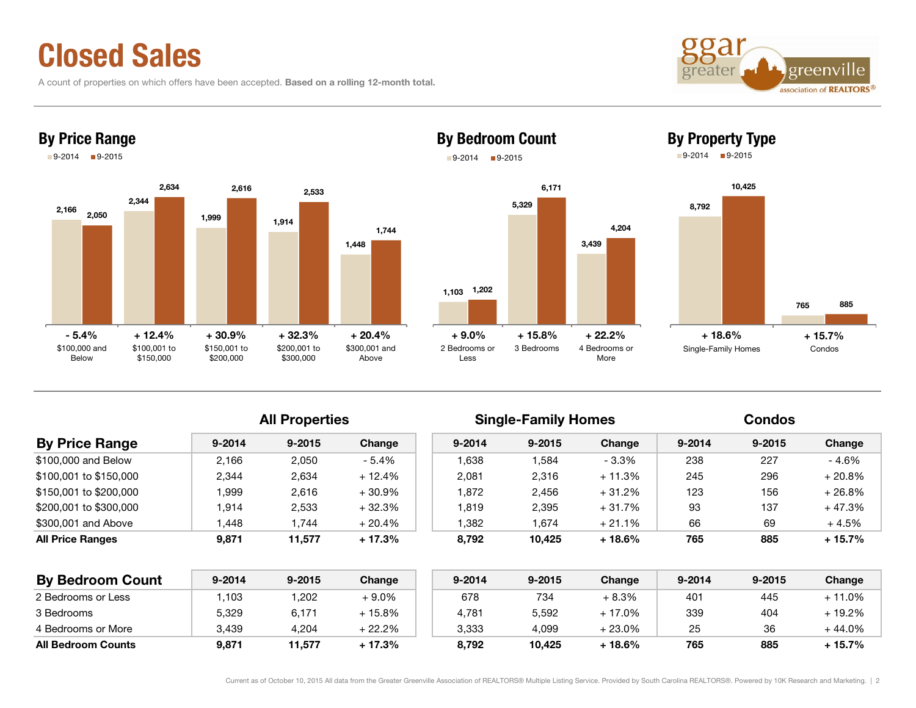# Closed Sales

A count of properties on which offers have been accepted. **Based on a rolling 12-month total.**

## By Price Range

| | 9-2014 | 9-2015 | Change |
|---|---|---|---|
| $100,000 and Below | 2,166 | 2,050 | - 5.4% |
| $100,001 to $150,000 | 2,344 | 2,634 | + 12.4% |
| $150,001 to $200,000 | 1,999 | 2,616 | + 30.9% |
| $200,001 to $300,000 | 1,914 | 2,533 | + 32.3% |
| $300,001 and Above | 1,448 | 1,744 | + 20.4% |

## By Bedroom Count

| | 9-2014 | 9-2015 | Change |
|---|---|---|---|
| 2 Bedrooms or Less | 1,103 | 1,202 | + 9.0% |
| 3 Bedrooms | 5,329 | 6,171 | + 15.8% |
| 4 Bedrooms or More | 3,439 | 4,204 | + 22.2% |

## By Property Type

| | 9-2014 | 9-2015 | Change |
|---|---|---|---|
| Single-Family Homes | 8,792 | 10,425 | + 18.6% |
| Condos | 765 | 885 | + 15.7% |

| | All Properties | | | Single-Family Homes | | | Condos | | |
|---|---|---|---|---|---|---|---|---|---|
| **By Price Range** | 9-2014 | 9-2015 | Change | 9-2014 | 9-2015 | Change | 9-2014 | 9-2015 | Change |
| $100,000 and Below | 2,166 | 2,050 | - 5.4% | 1,638 | 1,584 | - 3.3% | 238 | 227 | - 4.6% |
| $100,001 to $150,000 | 2,344 | 2,634 | + 12.4% | 2,081 | 2,316 | + 11.3% | 245 | 296 | + 20.8% |
| $150,001 to $200,000 | 1,999 | 2,616 | + 30.9% | 1,872 | 2,456 | + 31.2% | 123 | 156 | + 26.8% |
| $200,001 to $300,000 | 1,914 | 2,533 | + 32.3% | 1,819 | 2,395 | + 31.7% | 93 | 137 | + 47.3% |
| $300,001 and Above | 1,448 | 1,744 | + 20.4% | 1,382 | 1,674 | + 21.1% | 66 | 69 | + 4.5% |
| **All Price Ranges** | **9,871** | **11,577** | **+ 17.3%** | **8,792** | **10,425** | **+ 18.6%** | **765** | **885** | **+ 15.7%** |

| **By Bedroom Count** | 9-2014 | 9-2015 | Change | 9-2014 | 9-2015 | Change | 9-2014 | 9-2015 | Change |
|---|---|---|---|---|---|---|---|---|---|
| 2 Bedrooms or Less | 1,103 | 1,202 | + 9.0% | 678 | 734 | + 8.3% | 401 | 445 | + 11.0% |
| 3 Bedrooms | 5,329 | 6,171 | + 15.8% | 4,781 | 5,592 | + 17.0% | 339 | 404 | + 19.2% |
| 4 Bedrooms or More | 3,439 | 4,204 | + 22.2% | 3,333 | 4,099 | + 23.0% | 25 | 36 | + 44.0% |
| **All Bedroom Counts** | **9,871** | **11,577** | **+ 17.3%** | **8,792** | **10,425** | **+ 18.6%** | **765** | **885** | **+ 15.7%** |

Current as of October 10, 2015 All data from the Greater Greenville Association of REALTORS® Multiple Listing Service. Provided by South Carolina REALTORS®. Powered by 10K Research and Marketing.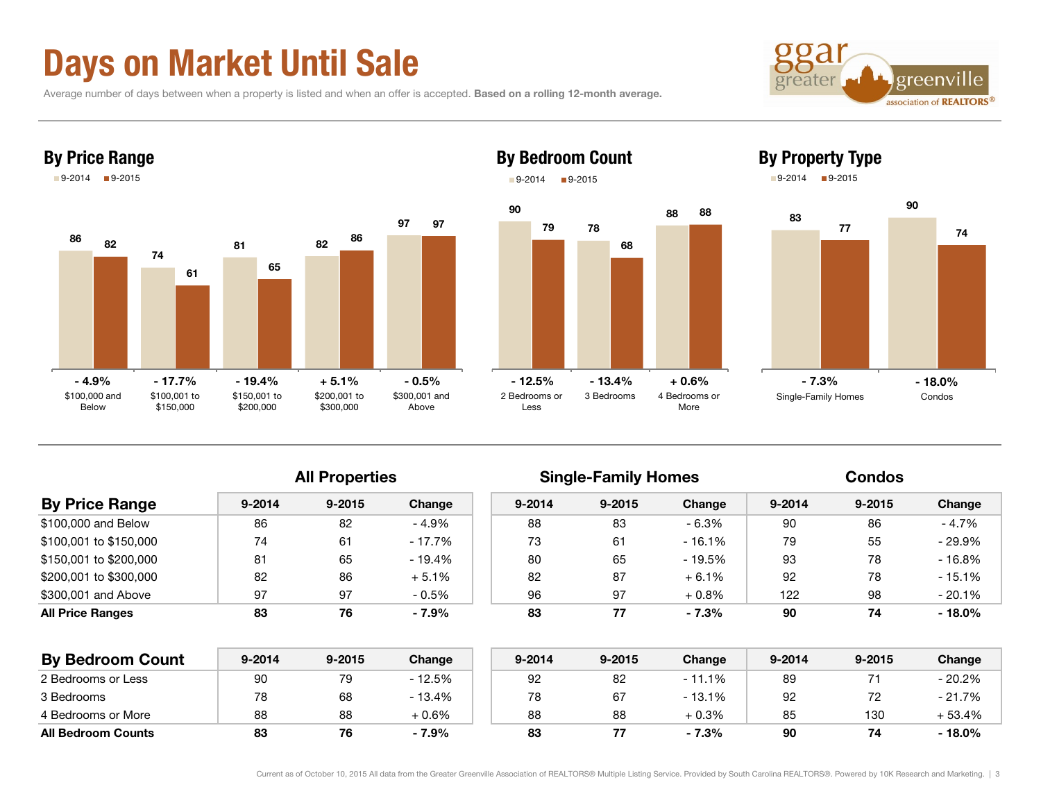# Days on Market Until Sale

Average number of days between when a property is listed and when an offer is accepted. **Based on a rolling 12-month average.**

## By Price Range

| | 9-2014 | 9-2015 | Change |
|---|---|---|---|
| $100,000 and Below | 86 | 82 | - 4.9% |
| $100,001 to $150,000 | 74 | 61 | - 17.7% |
| $150,001 to $200,000 | 81 | 65 | - 19.4% |
| $200,001 to $300,000 | 82 | 86 | + 5.1% |
| $300,001 and Above | 97 | 97 | - 0.5% |

## By Bedroom Count

| | 9-2014 | 9-2015 | Change |
|---|---|---|---|
| 2 Bedrooms or Less | 90 | 79 | - 12.5% |
| 3 Bedrooms | 78 | 68 | - 13.4% |
| 4 Bedrooms or More | 88 | 88 | + 0.6% |

## By Property Type

| | 9-2014 | 9-2015 | Change |
|---|---|---|---|
| Single-Family Homes | 83 | 77 | - 7.3% |
| Condos | 90 | 74 | - 18.0% |

| By Price Range | All Properties | | | Single-Family Homes | | | Condos | | |
|---|---|---|---|---|---|---|---|---|---|
| | 9-2014 | 9-2015 | Change | 9-2014 | 9-2015 | Change | 9-2014 | 9-2015 | Change |
| $100,000 and Below | 86 | 82 | - 4.9% | 88 | 83 | - 6.3% | 90 | 86 | - 4.7% |
| $100,001 to $150,000 | 74 | 61 | - 17.7% | 73 | 61 | - 16.1% | 79 | 55 | - 29.9% |
| $150,001 to $200,000 | 81 | 65 | - 19.4% | 80 | 65 | - 19.5% | 93 | 78 | - 16.8% |
| $200,001 to $300,000 | 82 | 86 | + 5.1% | 82 | 87 | + 6.1% | 92 | 78 | - 15.1% |
| $300,001 and Above | 97 | 97 | - 0.5% | 96 | 97 | + 0.8% | 122 | 98 | - 20.1% |
| **All Price Ranges** | **83** | **76** | **- 7.9%** | **83** | **77** | **- 7.3%** | **90** | **74** | **- 18.0%** |

| By Bedroom Count | All Properties | | | Single-Family Homes | | | Condos | | |
|---|---|---|---|---|---|---|---|---|---|
| | 9-2014 | 9-2015 | Change | 9-2014 | 9-2015 | Change | 9-2014 | 9-2015 | Change |
| 2 Bedrooms or Less | 90 | 79 | - 12.5% | 92 | 82 | - 11.1% | 89 | 71 | - 20.2% |
| 3 Bedrooms | 78 | 68 | - 13.4% | 78 | 67 | - 13.1% | 92 | 72 | - 21.7% |
| 4 Bedrooms or More | 88 | 88 | + 0.6% | 88 | 88 | + 0.3% | 85 | 130 | + 53.4% |
| **All Bedroom Counts** | **83** | **76** | **- 7.9%** | **83** | **77** | **- 7.3%** | **90** | **74** | **- 18.0%** |

Current as of October 10, 2015 All data from the Greater Greenville Association of REALTORS® Multiple Listing Service. Provided by South Carolina REALTORS®. Powered by 10K Research and Marketing.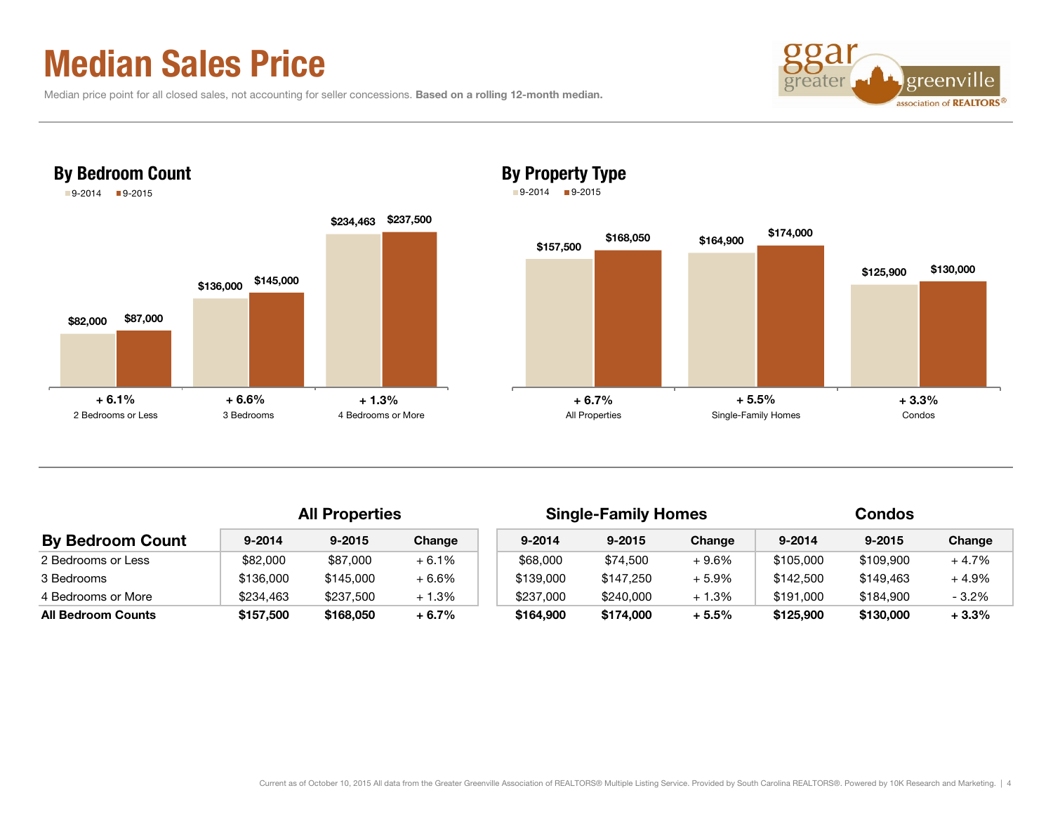# Median Sales Price

Median price point for all closed sales, not accounting for seller concessions. **Based on a rolling 12-month median.**

## By Bedroom Count

| | 9-2014 | 9-2015 | Change |
|---|---|---|---|
| 2 Bedrooms or Less | $82,000 | $87,000 | + 6.1% |
| 3 Bedrooms | $136,000 | $145,000 | + 6.6% |
| 4 Bedrooms or More | $234,463 | $237,500 | + 1.3% |

## By Property Type

| | 9-2014 | 9-2015 | Change |
|---|---|---|---|
| All Properties | $157,500 | $168,050 | + 6.7% |
| Single-Family Homes | $164,900 | $174,000 | + 5.5% |
| Condos | $125,900 | $130,000 | + 3.3% |

| | All Properties | | | Single-Family Homes | | | Condos | | |
|---|---|---|---|---|---|---|---|---|---|
| **By Bedroom Count** | 9-2014 | 9-2015 | Change | 9-2014 | 9-2015 | Change | 9-2014 | 9-2015 | Change |
| 2 Bedrooms or Less | $82,000 | $87,000 | + 6.1% | $68,000 | $74,500 | + 9.6% | $105,000 | $109,900 | + 4.7% |
| 3 Bedrooms | $136,000 | $145,000 | + 6.6% | $139,000 | $147,250 | + 5.9% | $142,500 | $149,463 | + 4.9% |
| 4 Bedrooms or More | $234,463 | $237,500 | + 1.3% | $237,000 | $240,000 | + 1.3% | $191,000 | $184,900 | - 3.2% |
| **All Bedroom Counts** | **$157,500** | **$168,050** | **+ 6.7%** | **$164,900** | **$174,000** | **+ 5.5%** | **$125,900** | **$130,000** | **+ 3.3%** |

Current as of October 10, 2015 All data from the Greater Greenville Association of REALTORS® Multiple Listing Service. Provided by South Carolina REALTORS®. Powered by 10K Research and Marketing.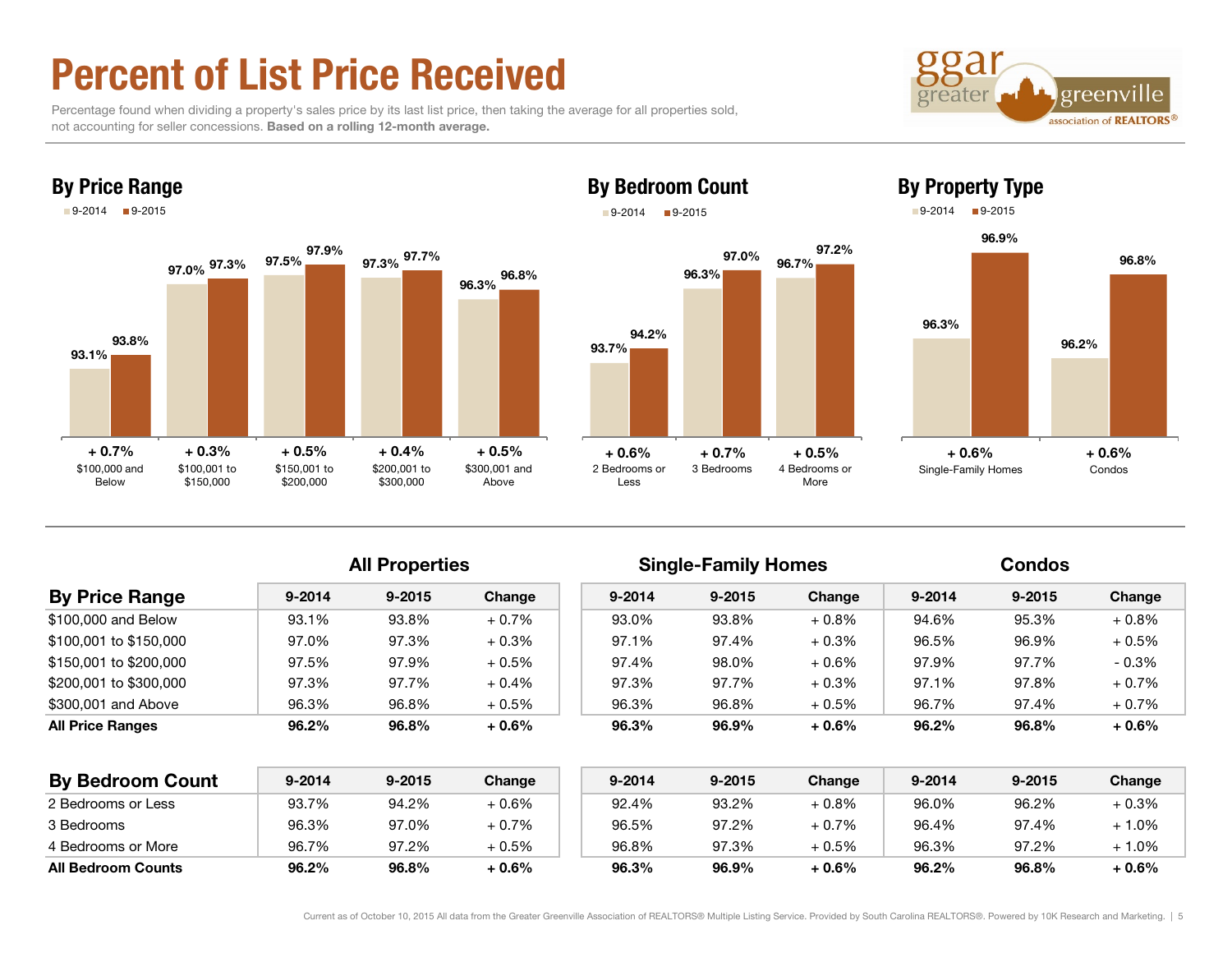# Percent of List Price Received

Percentage found when dividing a property's sales price by its last list price, then taking the average for all properties sold, not accounting for seller concessions. **Based on a rolling 12-month average.**

## By Price Range

| | 9-2014 | 9-2015 | Change |
|---|---|---|---|
| $100,000 and Below | 93.1% | 93.8% | + 0.7% |
| $100,001 to $150,000 | 97.0% | 97.3% | + 0.3% |
| $150,001 to $200,000 | 97.5% | 97.9% | + 0.5% |
| $200,001 to $300,000 | 97.3% | 97.7% | + 0.4% |
| $300,001 and Above | 96.3% | 96.8% | + 0.5% |

## By Bedroom Count

| | 9-2014 | 9-2015 | Change |
|---|---|---|---|
| 2 Bedrooms or Less | 93.7% | 94.2% | + 0.6% |
| 3 Bedrooms | 96.3% | 97.0% | + 0.7% |
| 4 Bedrooms or More | 96.7% | 97.2% | + 0.5% |

## By Property Type

| | 9-2014 | 9-2015 | Change |
|---|---|---|---|
| Single-Family Homes | 96.3% | 96.9% | + 0.6% |
| Condos | 96.2% | 96.8% | + 0.6% |

| | All Properties | | | Single-Family Homes | | | Condos | | |
|---|---|---|---|---|---|---|---|---|---|
| **By Price Range** | 9-2014 | 9-2015 | Change | 9-2014 | 9-2015 | Change | 9-2014 | 9-2015 | Change |
| $100,000 and Below | 93.1% | 93.8% | + 0.7% | 93.0% | 93.8% | + 0.8% | 94.6% | 95.3% | + 0.8% |
| $100,001 to $150,000 | 97.0% | 97.3% | + 0.3% | 97.1% | 97.4% | + 0.3% | 96.5% | 96.9% | + 0.5% |
| $150,001 to $200,000 | 97.5% | 97.9% | + 0.5% | 97.4% | 98.0% | + 0.6% | 97.9% | 97.7% | - 0.3% |
| $200,001 to $300,000 | 97.3% | 97.7% | + 0.4% | 97.3% | 97.7% | + 0.3% | 97.1% | 97.8% | + 0.7% |
| $300,001 and Above | 96.3% | 96.8% | + 0.5% | 96.3% | 96.8% | + 0.5% | 96.7% | 97.4% | + 0.7% |
| **All Price Ranges** | **96.2%** | **96.8%** | **+ 0.6%** | **96.3%** | **96.9%** | **+ 0.6%** | **96.2%** | **96.8%** | **+ 0.6%** |

| | All Properties | | | Single-Family Homes | | | Condos | | |
|---|---|---|---|---|---|---|---|---|---|
| **By Bedroom Count** | 9-2014 | 9-2015 | Change | 9-2014 | 9-2015 | Change | 9-2014 | 9-2015 | Change |
| 2 Bedrooms or Less | 93.7% | 94.2% | + 0.6% | 92.4% | 93.2% | + 0.8% | 96.0% | 96.2% | + 0.3% |
| 3 Bedrooms | 96.3% | 97.0% | + 0.7% | 96.5% | 97.2% | + 0.7% | 96.4% | 97.4% | + 1.0% |
| 4 Bedrooms or More | 96.7% | 97.2% | + 0.5% | 96.8% | 97.3% | + 0.5% | 96.3% | 97.2% | + 1.0% |
| **All Bedroom Counts** | **96.2%** | **96.8%** | **+ 0.6%** | **96.3%** | **96.9%** | **+ 0.6%** | **96.2%** | **96.8%** | **+ 0.6%** |

Current as of October 10, 2015 All data from the Greater Greenville Association of REALTORS® Multiple Listing Service. Provided by South Carolina REALTORS®. Powered by 10K Research and Marketing.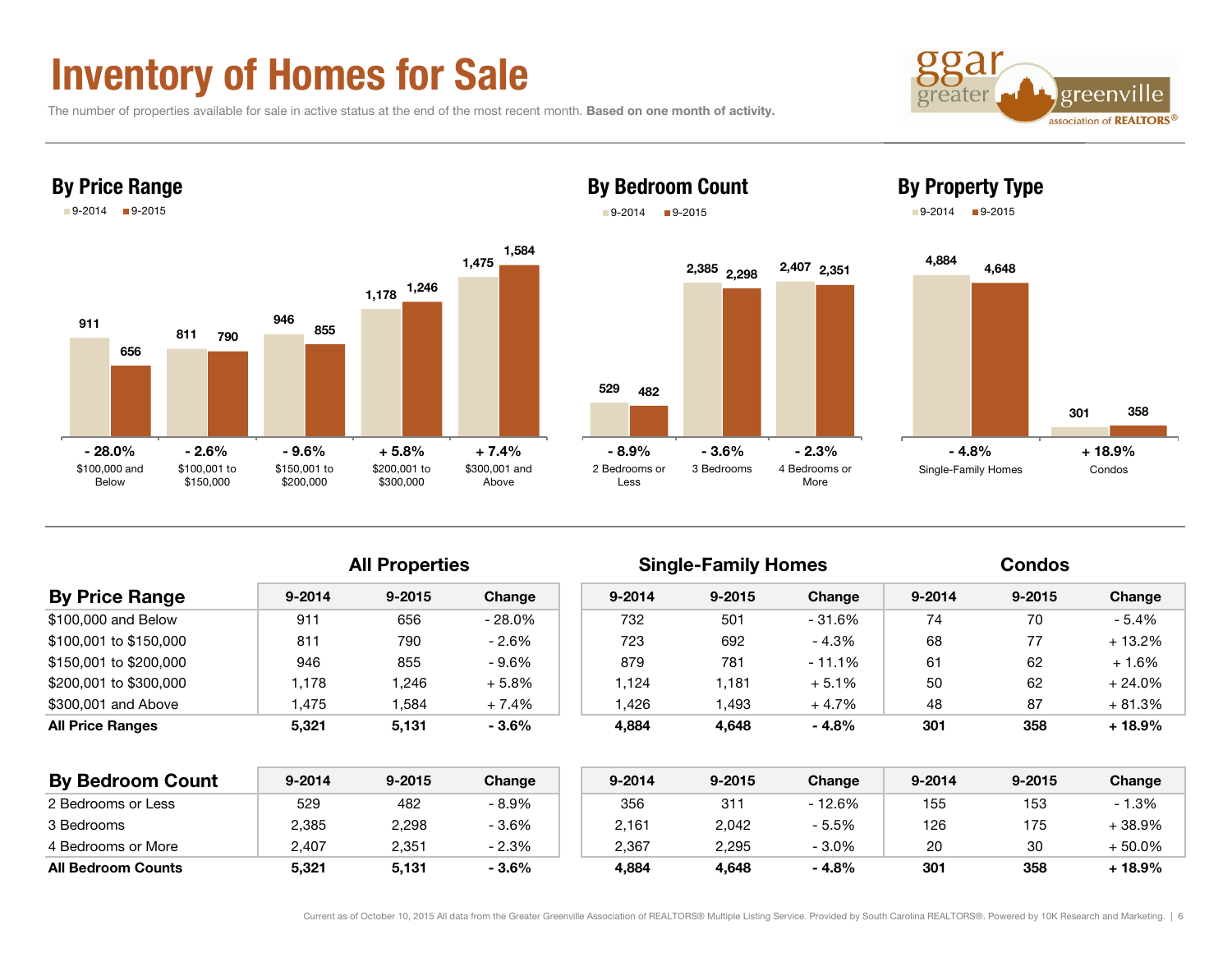# Inventory of Homes for Sale

The number of properties available for sale in active status at the end of the most recent month. **Based on one month of activity.**

## By Price Range

| | 9-2014 | 9-2015 | Change |
|---|---|---|---|
| $100,000 and Below | 911 | 656 | - 28.0% |
| $100,001 to $150,000 | 811 | 790 | - 2.6% |
| $150,001 to $200,000 | 946 | 855 | - 9.6% |
| $200,001 to $300,000 | 1,178 | 1,246 | + 5.8% |
| $300,001 and Above | 1,475 | 1,584 | + 7.4% |

## By Bedroom Count

| | 9-2014 | 9-2015 | Change |
|---|---|---|---|
| 2 Bedrooms or Less | 529 | 482 | - 8.9% |
| 3 Bedrooms | 2,385 | 2,298 | - 3.6% |
| 4 Bedrooms or More | 2,407 | 2,351 | - 2.3% |

## By Property Type

| | 9-2014 | 9-2015 | Change |
|---|---|---|---|
| Single-Family Homes | 4,884 | 4,648 | - 4.8% |
| Condos | 301 | 358 | + 18.9% |

| | All Properties | | | Single-Family Homes | | | Condos | | |
|---|---|---|---|---|---|---|---|---|---|
| **By Price Range** | 9-2014 | 9-2015 | Change | 9-2014 | 9-2015 | Change | 9-2014 | 9-2015 | Change |
| $100,000 and Below | 911 | 656 | - 28.0% | 732 | 501 | - 31.6% | 74 | 70 | - 5.4% |
| $100,001 to $150,000 | 811 | 790 | - 2.6% | 723 | 692 | - 4.3% | 68 | 77 | + 13.2% |
| $150,001 to $200,000 | 946 | 855 | - 9.6% | 879 | 781 | - 11.1% | 61 | 62 | + 1.6% |
| $200,001 to $300,000 | 1,178 | 1,246 | + 5.8% | 1,124 | 1,181 | + 5.1% | 50 | 62 | + 24.0% |
| $300,001 and Above | 1,475 | 1,584 | + 7.4% | 1,426 | 1,493 | + 4.7% | 48 | 87 | + 81.3% |
| **All Price Ranges** | **5,321** | **5,131** | **- 3.6%** | **4,884** | **4,648** | **- 4.8%** | **301** | **358** | **+ 18.9%** |

| **By Bedroom Count** | 9-2014 | 9-2015 | Change | 9-2014 | 9-2015 | Change | 9-2014 | 9-2015 | Change |
|---|---|---|---|---|---|---|---|---|---|
| 2 Bedrooms or Less | 529 | 482 | - 8.9% | 356 | 311 | - 12.6% | 155 | 153 | - 1.3% |
| 3 Bedrooms | 2,385 | 2,298 | - 3.6% | 2,161 | 2,042 | - 5.5% | 126 | 175 | + 38.9% |
| 4 Bedrooms or More | 2,407 | 2,351 | - 2.3% | 2,367 | 2,295 | - 3.0% | 20 | 30 | + 50.0% |
| **All Bedroom Counts** | **5,321** | **5,131** | **- 3.6%** | **4,884** | **4,648** | **- 4.8%** | **301** | **358** | **+ 18.9%** |

Current as of October 10, 2015 All data from the Greater Greenville Association of REALTORS® Multiple Listing Service. Provided by South Carolina REALTORS®. Powered by 10K Research and Marketing.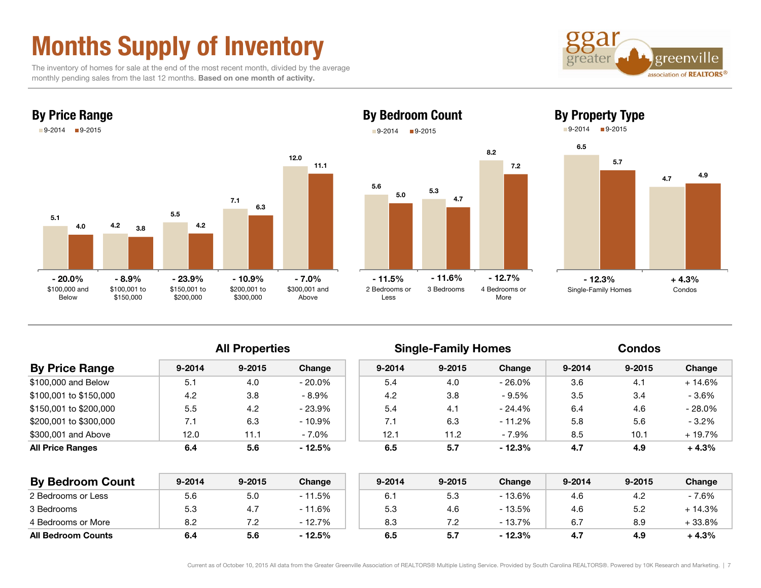# Months Supply of Inventory

The inventory of homes for sale at the end of the most recent month, divided by the average monthly pending sales from the last 12 months. **Based on one month of activity.**

## By Price Range

9-2014 ■9-2015

5.1 4.0
- 20.0%
$100,000 and Below

4.2 3.8
- 8.9%
$100,001 to $150,000

5.5 4.2
- 23.9%
$150,001 to $200,000

7.1 6.3
- 10.9%
$200,001 to $300,000

12.0 11.1
- 7.0%
$300,001 and Above

## By Bedroom Count

9-2014 ■9-2015

5.6 5.0
- 11.5%
2 Bedrooms or Less

5.3 4.7
- 11.6%
3 Bedrooms

8.2 7.2
- 12.7%
4 Bedrooms or More

## By Property Type

9-2014 ■9-2015

6.5 5.7
- 12.3%
Single-Family Homes

4.7 4.9
+ 4.3%
Condos

| | All Properties | | | Single-Family Homes | | | Condos | | |
|---|---|---|---|---|---|---|---|---|---|
| **By Price Range** | 9-2014 | 9-2015 | Change | 9-2014 | 9-2015 | Change | 9-2014 | 9-2015 | Change |
| $100,000 and Below | 5.1 | 4.0 | - 20.0% | 5.4 | 4.0 | - 26.0% | 3.6 | 4.1 | + 14.6% |
| $100,001 to $150,000 | 4.2 | 3.8 | - 8.9% | 4.2 | 3.8 | - 9.5% | 3.5 | 3.4 | - 3.6% |
| $150,001 to $200,000 | 5.5 | 4.2 | - 23.9% | 5.4 | 4.1 | - 24.4% | 6.4 | 4.6 | - 28.0% |
| $200,001 to $300,000 | 7.1 | 6.3 | - 10.9% | 7.1 | 6.3 | - 11.2% | 5.8 | 5.6 | - 3.2% |
| $300,001 and Above | 12.0 | 11.1 | - 7.0% | 12.1 | 11.2 | - 7.9% | 8.5 | 10.1 | + 19.7% |
| **All Price Ranges** | **6.4** | **5.6** | **- 12.5%** | **6.5** | **5.7** | **- 12.3%** | **4.7** | **4.9** | **+ 4.3%** |

| | All Properties | | | Single-Family Homes | | | Condos | | |
|---|---|---|---|---|---|---|---|---|---|
| **By Bedroom Count** | 9-2014 | 9-2015 | Change | 9-2014 | 9-2015 | Change | 9-2014 | 9-2015 | Change |
| 2 Bedrooms or Less | 5.6 | 5.0 | - 11.5% | 6.1 | 5.3 | - 13.6% | 4.6 | 4.2 | - 7.6% |
| 3 Bedrooms | 5.3 | 4.7 | - 11.6% | 5.3 | 4.6 | - 13.5% | 4.6 | 5.2 | + 14.3% |
| 4 Bedrooms or More | 8.2 | 7.2 | - 12.7% | 8.3 | 7.2 | - 13.7% | 6.7 | 8.9 | + 33.8% |
| **All Bedroom Counts** | **6.4** | **5.6** | **- 12.5%** | **6.5** | **5.7** | **- 12.3%** | **4.7** | **4.9** | **+ 4.3%** |

Current as of October 10, 2015 All data from the Greater Greenville Association of REALTORS® Multiple Listing Service. Provided by South Carolina REALTORS®. Powered by 10K Research and Marketing.